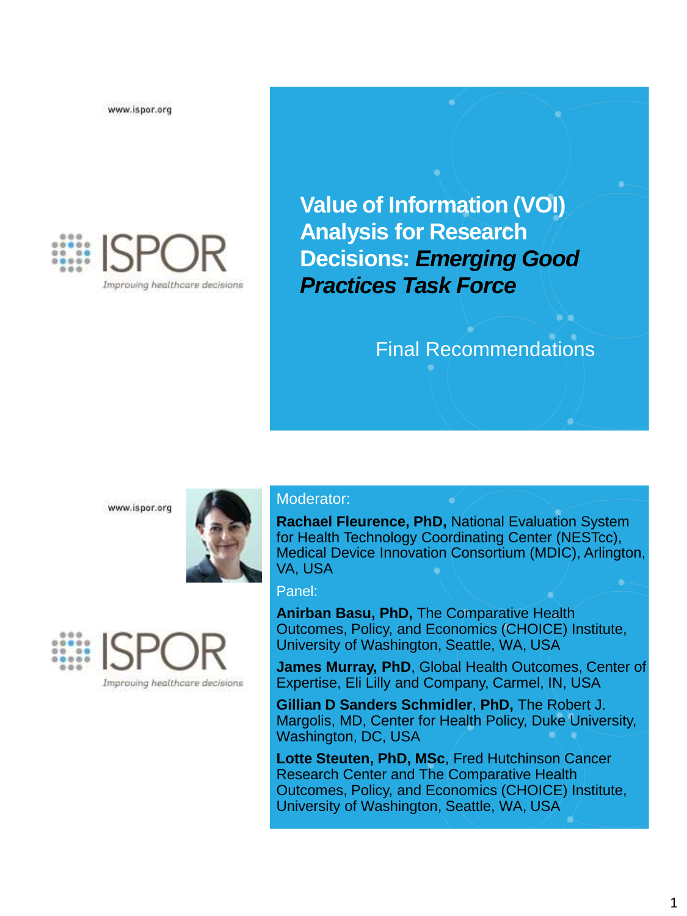www.ispor.org

ISPOR
*Improving healthcare decisions*

# Value of Information (VOI) Analysis for Research Decisions: *Emerging Good Practices Task Force*

Final Recommendations

---

www.ispor.org

ISPOR
*Improving healthcare decisions*

Moderator:

**Rachael Fleurence, PhD,** National Evaluation System for Health Technology Coordinating Center (NESTcc), Medical Device Innovation Consortium (MDIC), Arlington, VA, USA

Panel:

**Anirban Basu, PhD,** The Comparative Health Outcomes, Policy, and Economics (CHOICE) Institute, University of Washington, Seattle, WA, USA

**James Murray, PhD**, Global Health Outcomes, Center of Expertise, Eli Lilly and Company, Carmel, IN, USA

**Gillian D Sanders Schmidler**, **PhD,** The Robert J. Margolis, MD, Center for Health Policy, Duke University, Washington, DC, USA

**Lotte Steuten, PhD, MSc**, Fred Hutchinson Cancer Research Center and The Comparative Health Outcomes, Policy, and Economics (CHOICE) Institute, University of Washington, Seattle, WA, USA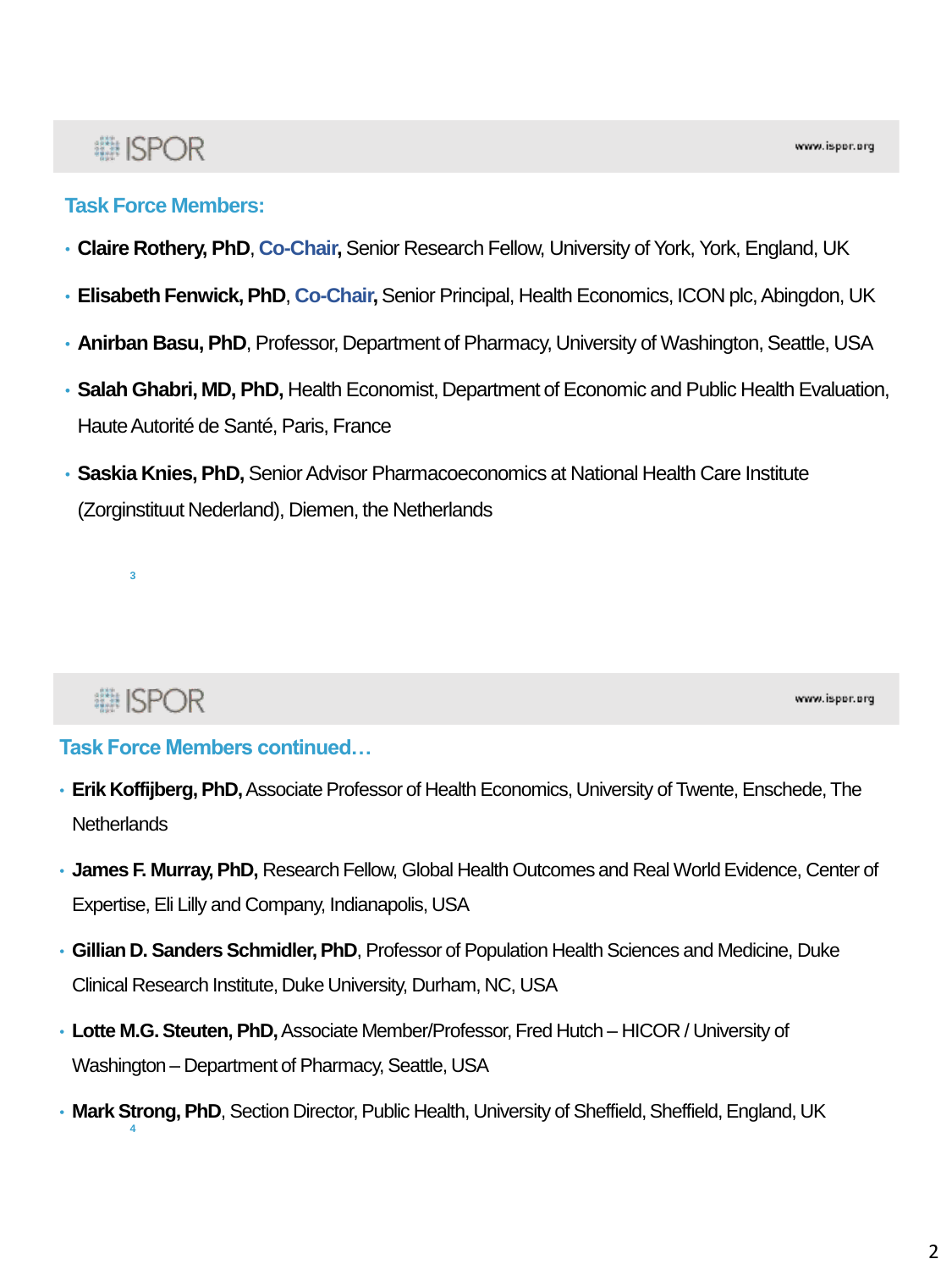## Task Force Members:

- **Claire Rothery, PhD**, **Co-Chair,** Senior Research Fellow, University of York, York, England, UK
- **Elisabeth Fenwick, PhD**, **Co-Chair,** Senior Principal, Health Economics, ICON plc, Abingdon, UK
- **Anirban Basu, PhD**, Professor, Department of Pharmacy, University of Washington, Seattle, USA
- **Salah Ghabri, MD, PhD,** Health Economist, Department of Economic and Public Health Evaluation, Haute Autorité de Santé, Paris, France
- **Saskia Knies, PhD,** Senior Advisor Pharmacoeconomics at National Health Care Institute (Zorginstituut Nederland), Diemen, the Netherlands

## Task Force Members continued…

- **Erik Koffijberg, PhD,** Associate Professor of Health Economics, University of Twente, Enschede, The Netherlands
- **James F. Murray, PhD,** Research Fellow, Global Health Outcomes and Real World Evidence, Center of Expertise, Eli Lilly and Company, Indianapolis, USA
- **Gillian D. Sanders Schmidler, PhD**, Professor of Population Health Sciences and Medicine, Duke Clinical Research Institute, Duke University, Durham, NC, USA
- **Lotte M.G. Steuten, PhD,** Associate Member/Professor, Fred Hutch – HICOR / University of Washington – Department of Pharmacy, Seattle, USA
- **Mark Strong, PhD**, Section Director, Public Health, University of Sheffield, Sheffield, England, UK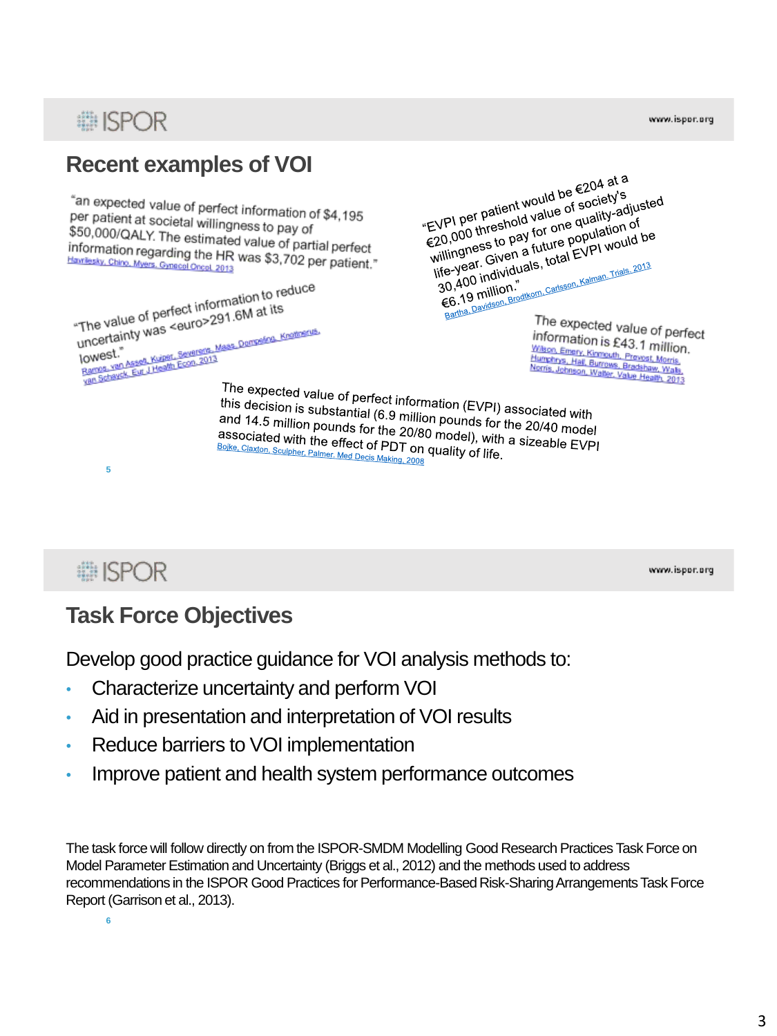## Recent examples of VOI

"an expected value of perfect information of $4,195 per patient at societal willingness to pay of $50,000/QALY. The estimated value of partial perfect information regarding the HR was $3,702 per patient."
Havrilesky, Chino, Myers, Gynecol Oncol, 2013

"The value of perfect information to reduce uncertainty was <euro>291.6M at its lowest."
Ramos, van Asselt, Kuiper, Severens, Maas, Dompeling, Knottnerus, van Schayck, Eur J Health Econ, 2013

"EVPI per patient would be €204 at a €20,000 threshold value of society's willingness to pay for one quality-adjusted life-year. Given a future population of 30,400 individuals, total EVPI would be €6.19 million."
Bartha, Davidson, Brodtkorn, Carlsson, Kalman, Trials, 2013

The expected value of perfect information is £43.1 million.
Wilson, Emery, Kinmouth, Prevost, Morris, Humphrys, Hall, Burrows, Bradshaw, Walls, Norris, Johnson, Walter, Value Health, 2013

The expected value of perfect information (EVPI) associated with this decision is substantial (6.9 million pounds for the 20/40 model and 14.5 million pounds for the 20/80 model), with a sizeable EVPI associated with the effect of PDT on quality of life.
Bojke, Claxton, Sculpher, Palmer, Med Decis Making, 2008

## Task Force Objectives

Develop good practice guidance for VOI analysis methods to:

- Characterize uncertainty and perform VOI
- Aid in presentation and interpretation of VOI results
- Reduce barriers to VOI implementation
- Improve patient and health system performance outcomes

The task force will follow directly on from the ISPOR-SMDM Modelling Good Research Practices Task Force on Model Parameter Estimation and Uncertainty (Briggs et al., 2012) and the methods used to address recommendations in the ISPOR Good Practices for Performance-Based Risk-Sharing Arrangements Task Force Report (Garrison et al., 2013).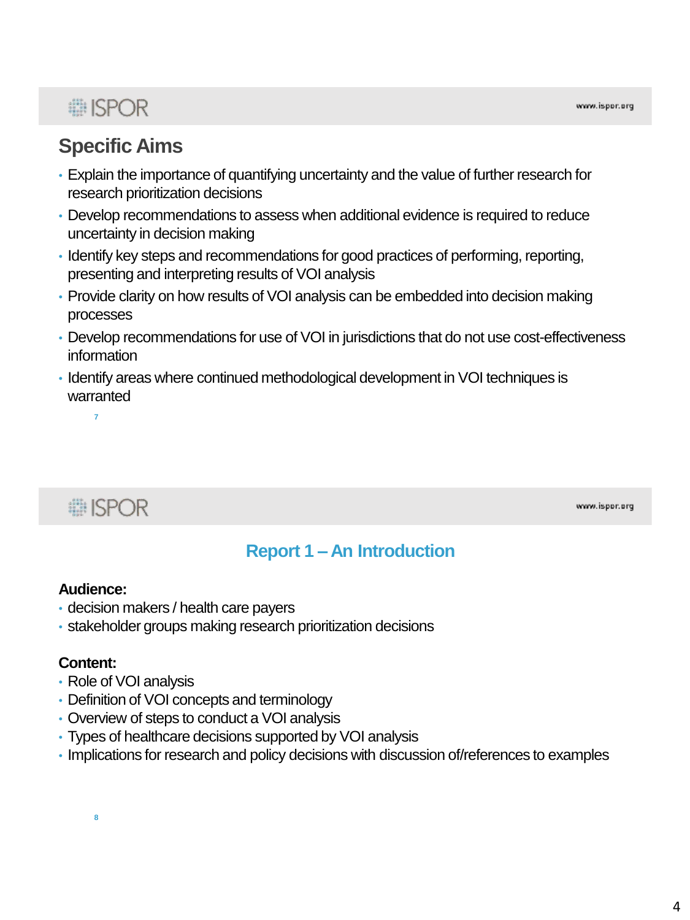## Specific Aims

- Explain the importance of quantifying uncertainty and the value of further research for research prioritization decisions
- Develop recommendations to assess when additional evidence is required to reduce uncertainty in decision making
- Identify key steps and recommendations for good practices of performing, reporting, presenting and interpreting results of VOI analysis
- Provide clarity on how results of VOI analysis can be embedded into decision making processes
- Develop recommendations for use of VOI in jurisdictions that do not use cost-effectiveness information
- Identify areas where continued methodological development in VOI techniques is warranted

## Report 1 – An Introduction

**Audience:**

- decision makers / health care payers
- stakeholder groups making research prioritization decisions

**Content:**

- Role of VOI analysis
- Definition of VOI concepts and terminology
- Overview of steps to conduct a VOI analysis
- Types of healthcare decisions supported by VOI analysis
- Implications for research and policy decisions with discussion of/references to examples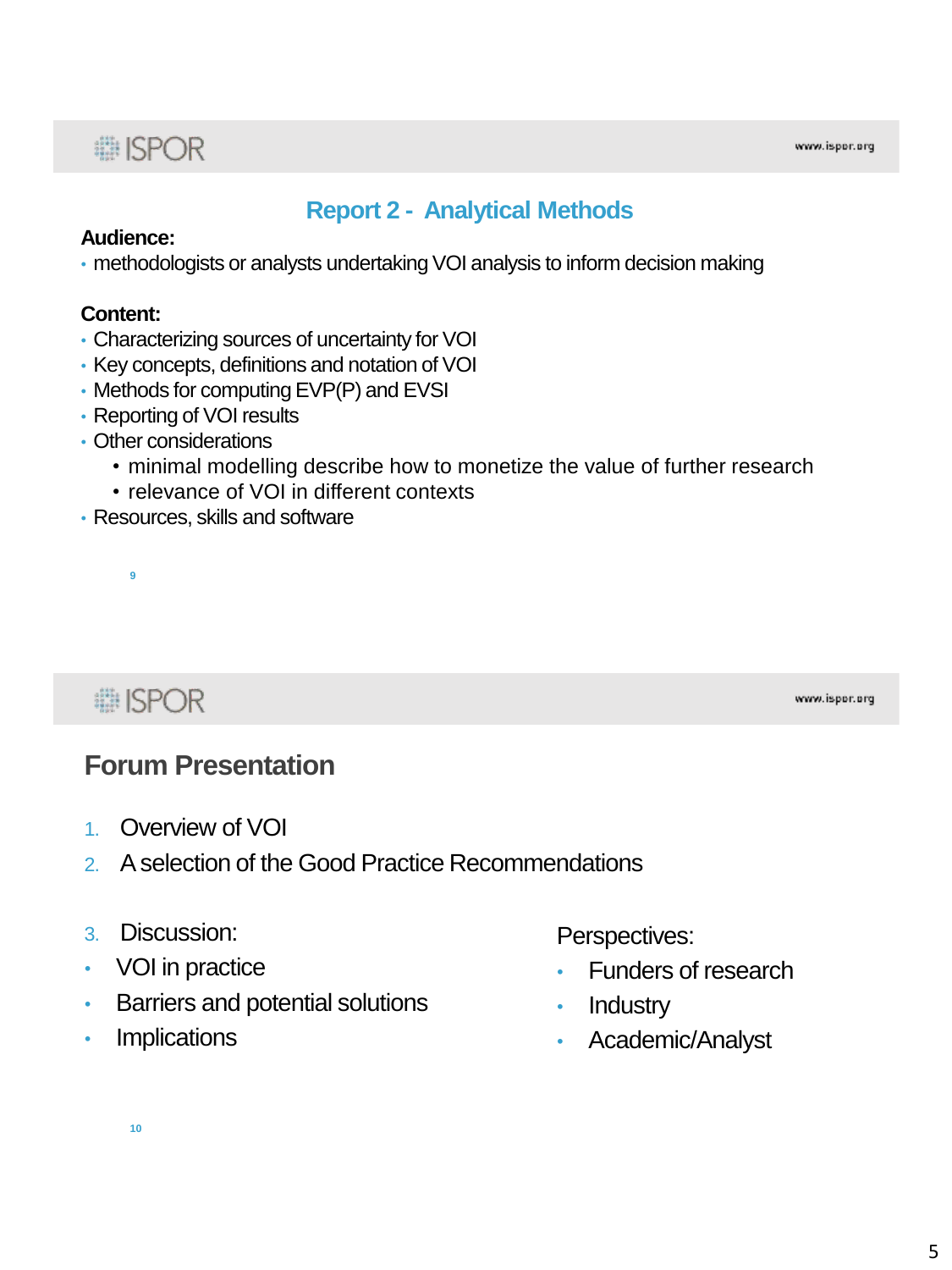## Report 2 - Analytical Methods

**Audience:**

- methodologists or analysts undertaking VOI analysis to inform decision making

**Content:**

- Characterizing sources of uncertainty for VOI
- Key concepts, definitions and notation of VOI
- Methods for computing EVP(P) and EVSI
- Reporting of VOI results
- Other considerations
  - minimal modelling describe how to monetize the value of further research
  - relevance of VOI in different contexts
- Resources, skills and software

## Forum Presentation

1. Overview of VOI
2. A selection of the Good Practice Recommendations
3. Discussion:

- VOI in practice
- Barriers and potential solutions
- Implications

Perspectives:

- Funders of research
- Industry
- Academic/Analyst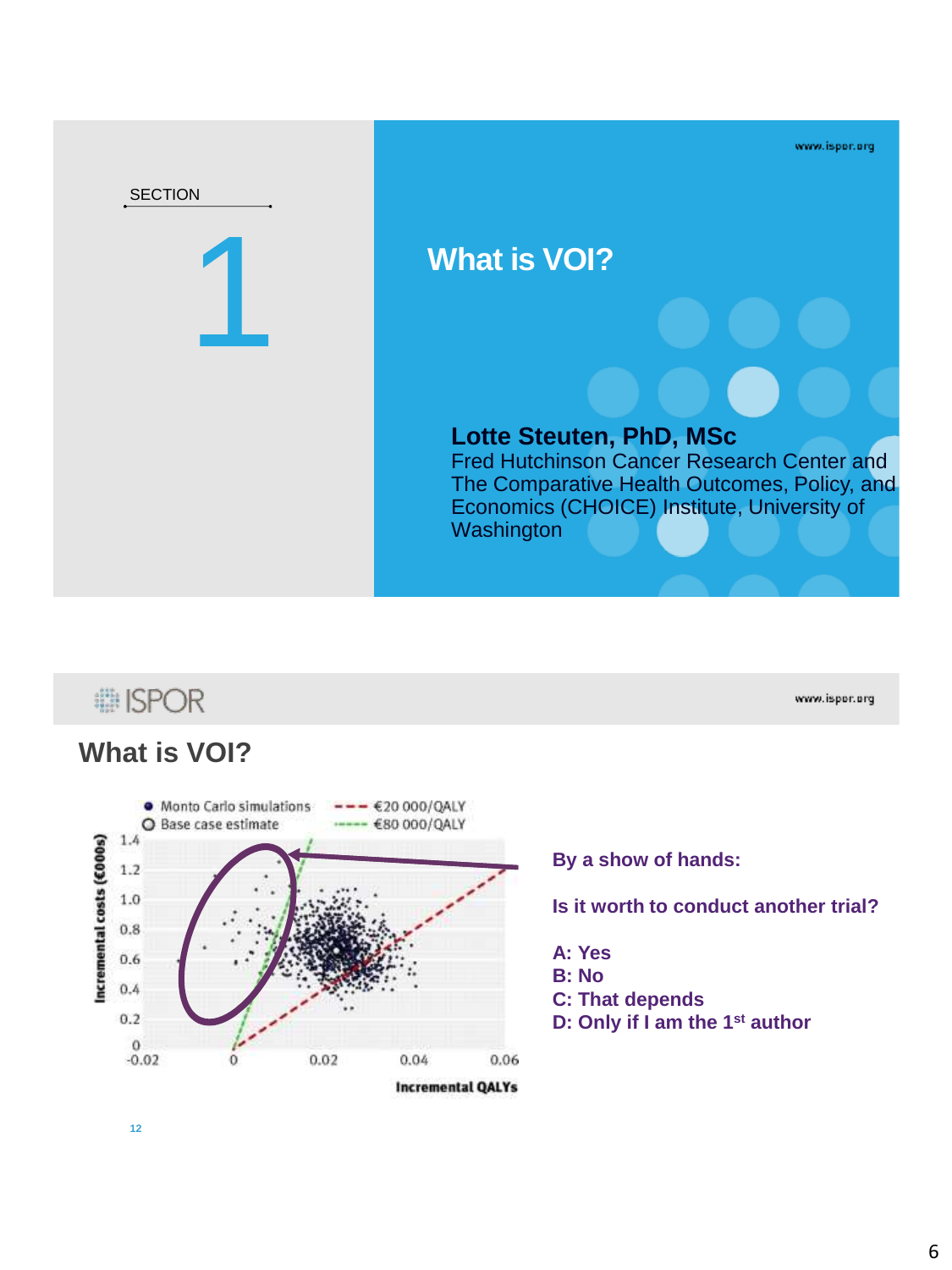SECTION

# 1

## What is VOI?

**Lotte Steuten, PhD, MSc**
Fred Hutchinson Cancer Research Center and The Comparative Health Outcomes, Policy, and Economics (CHOICE) Institute, University of Washington

## What is VOI?

**By a show of hands:**

**Is it worth to conduct another trial?**

**A: Yes**
**B: No**
**C: That depends**
**D: Only if I am the 1st author**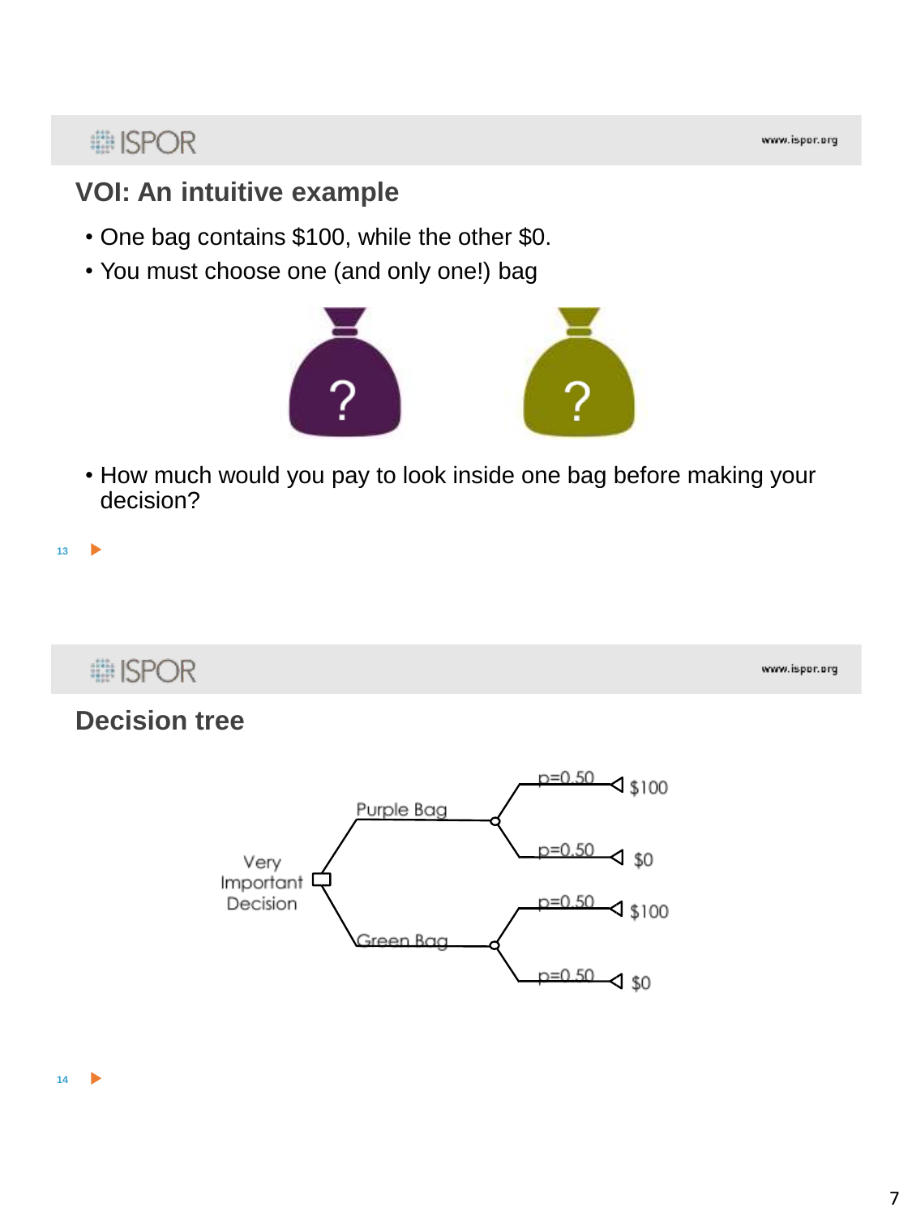## VOI: An intuitive example

- One bag contains $100, while the other $0.
- You must choose one (and only one!) bag

?  ?

- How much would you pay to look inside one bag before making your decision?

## Decision tree

Very Important Decision

- Purple Bag
  - p=0.50 → $100
  - p=0.50 → $0
- Green Bag
  - p=0.50 → $100
  - p=0.50 → $0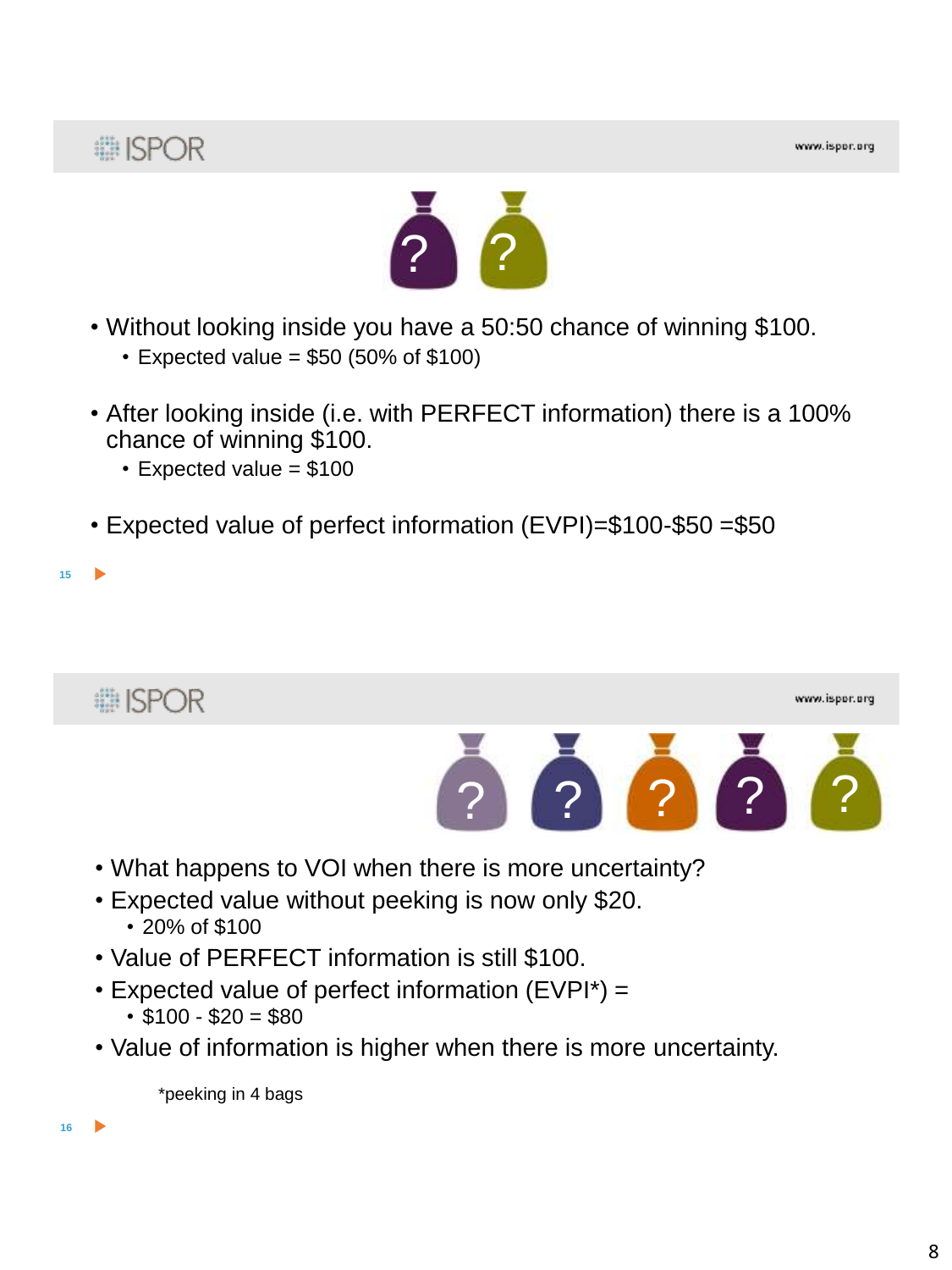- Without looking inside you have a 50:50 chance of winning $100.
  - Expected value = $50 (50% of $100)
- After looking inside (i.e. with PERFECT information) there is a 100% chance of winning $100.
  - Expected value = $100
- Expected value of perfect information (EVPI)=$100-$50 =$50

- What happens to VOI when there is more uncertainty?
- Expected value without peeking is now only $20.
  - 20% of $100
- Value of PERFECT information is still $100.
- Expected value of perfect information (EVPI*) =
  - $100 - $20 = $80
- Value of information is higher when there is more uncertainty.

*peeking in 4 bags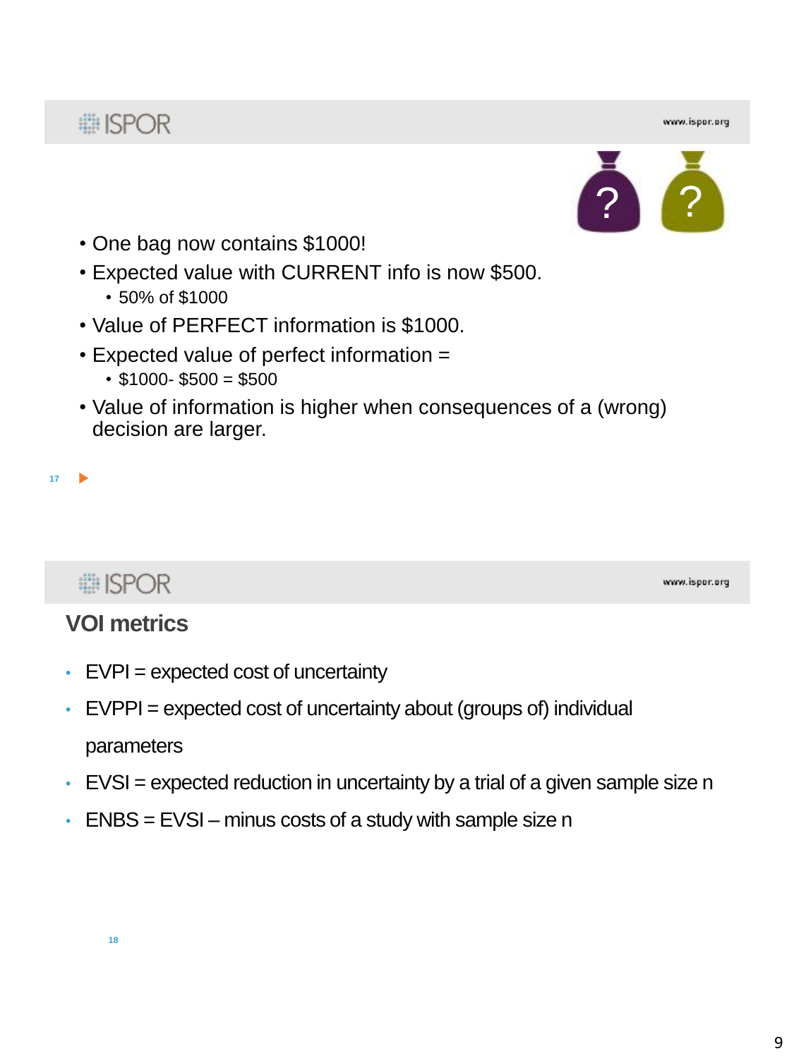- One bag now contains $1000!
- Expected value with CURRENT info is now $500.
  - 50% of $1000
- Value of PERFECT information is $1000.
- Expected value of perfect information =
  - $1000- $500 = $500
- Value of information is higher when consequences of a (wrong) decision are larger.

## VOI metrics

- EVPI = expected cost of uncertainty
- EVPPI = expected cost of uncertainty about (groups of) individual parameters
- EVSI = expected reduction in uncertainty by a trial of a given sample size n
- ENBS = EVSI – minus costs of a study with sample size n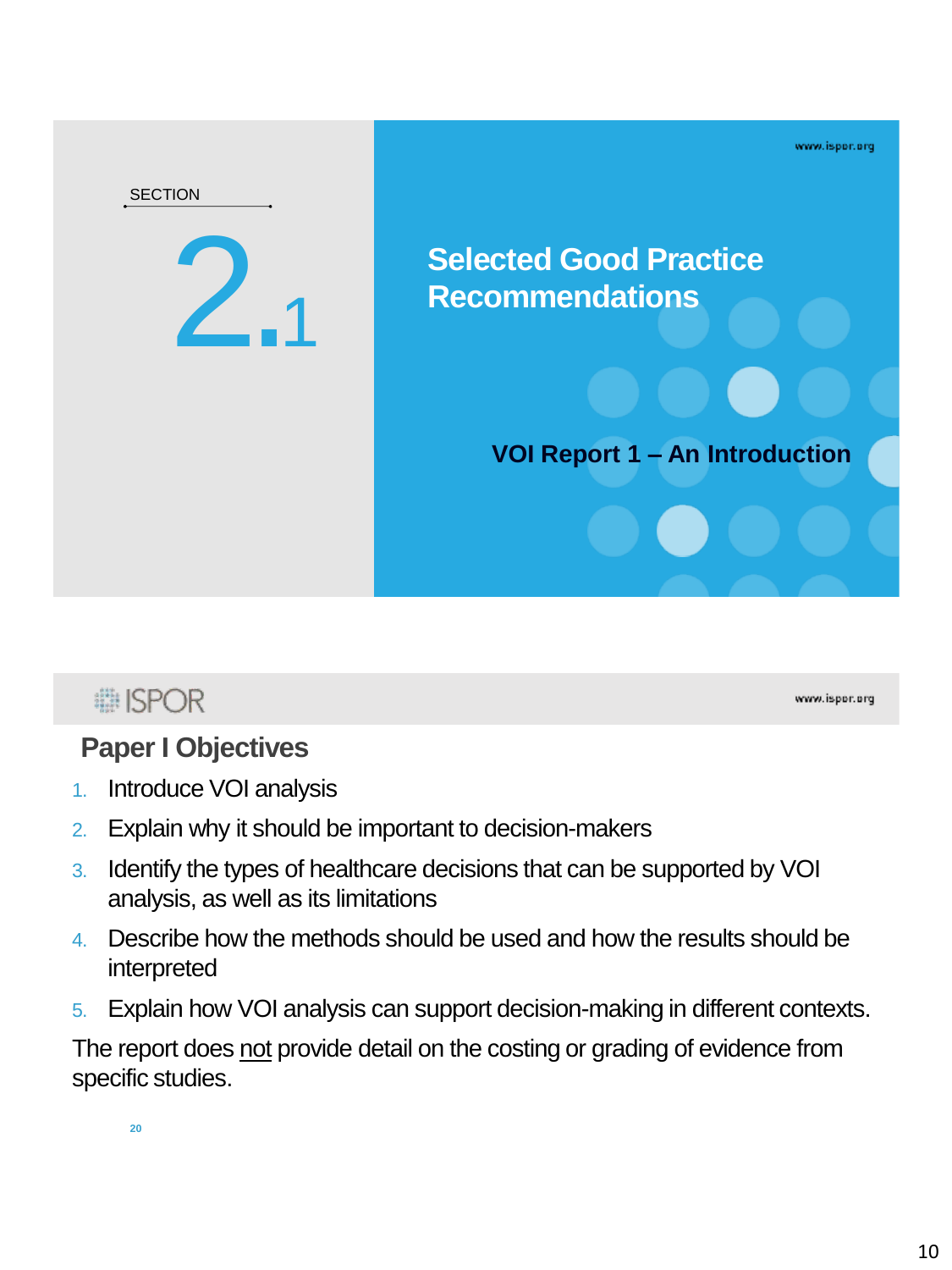SECTION

2.1

## Selected Good Practice Recommendations

### VOI Report 1 – An Introduction

## Paper I Objectives

1. Introduce VOI analysis
2. Explain why it should be important to decision-makers
3. Identify the types of healthcare decisions that can be supported by VOI analysis, as well as its limitations
4. Describe how the methods should be used and how the results should be interpreted
5. Explain how VOI analysis can support decision-making in different contexts.

The report does not provide detail on the costing or grading of evidence from specific studies.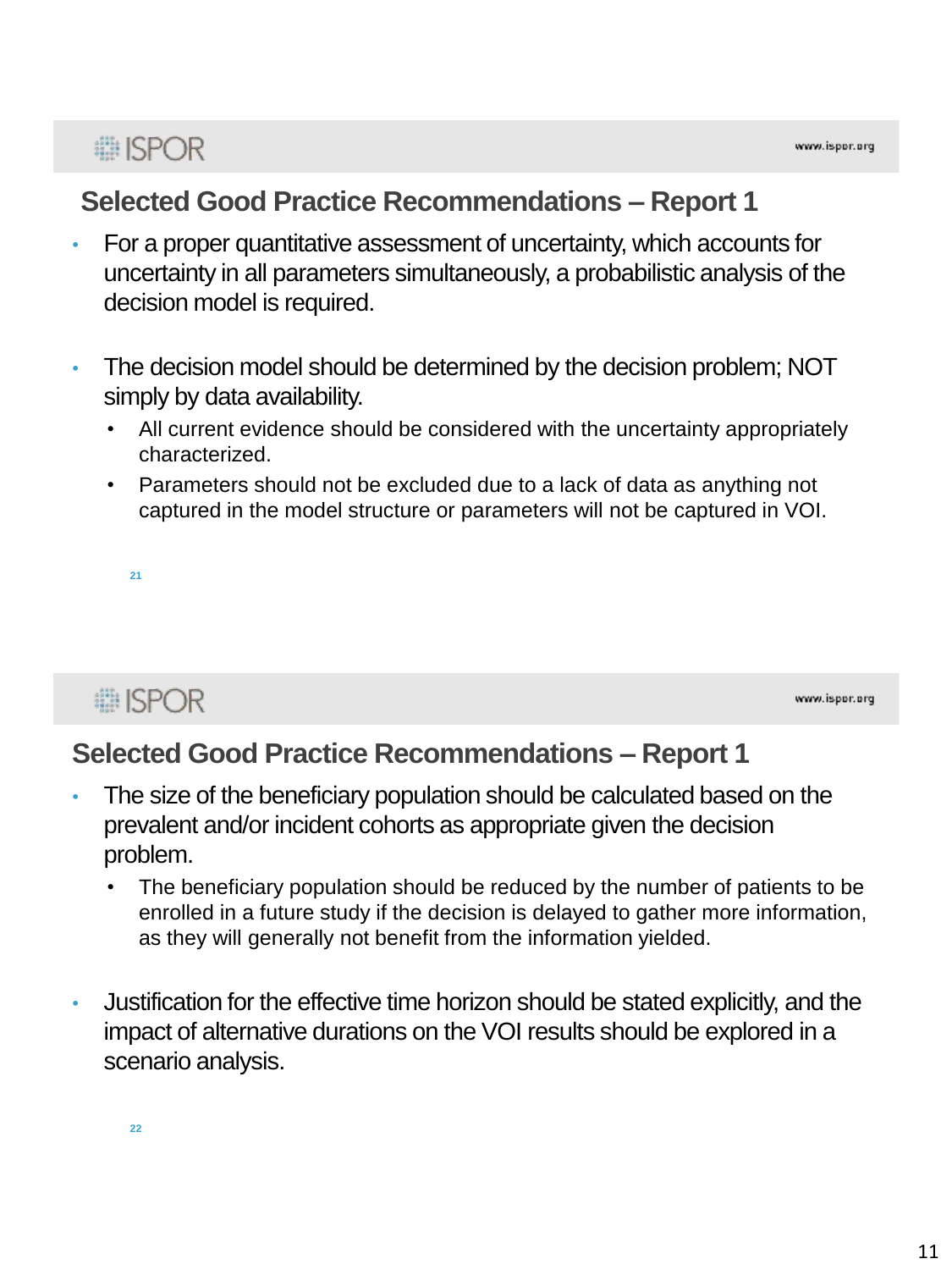## Selected Good Practice Recommendations – Report 1

- For a proper quantitative assessment of uncertainty, which accounts for uncertainty in all parameters simultaneously, a probabilistic analysis of the decision model is required.
- The decision model should be determined by the decision problem; NOT simply by data availability.
  - All current evidence should be considered with the uncertainty appropriately characterized.
  - Parameters should not be excluded due to a lack of data as anything not captured in the model structure or parameters will not be captured in VOI.

## Selected Good Practice Recommendations – Report 1

- The size of the beneficiary population should be calculated based on the prevalent and/or incident cohorts as appropriate given the decision problem.
  - The beneficiary population should be reduced by the number of patients to be enrolled in a future study if the decision is delayed to gather more information, as they will generally not benefit from the information yielded.
- Justification for the effective time horizon should be stated explicitly, and the impact of alternative durations on the VOI results should be explored in a scenario analysis.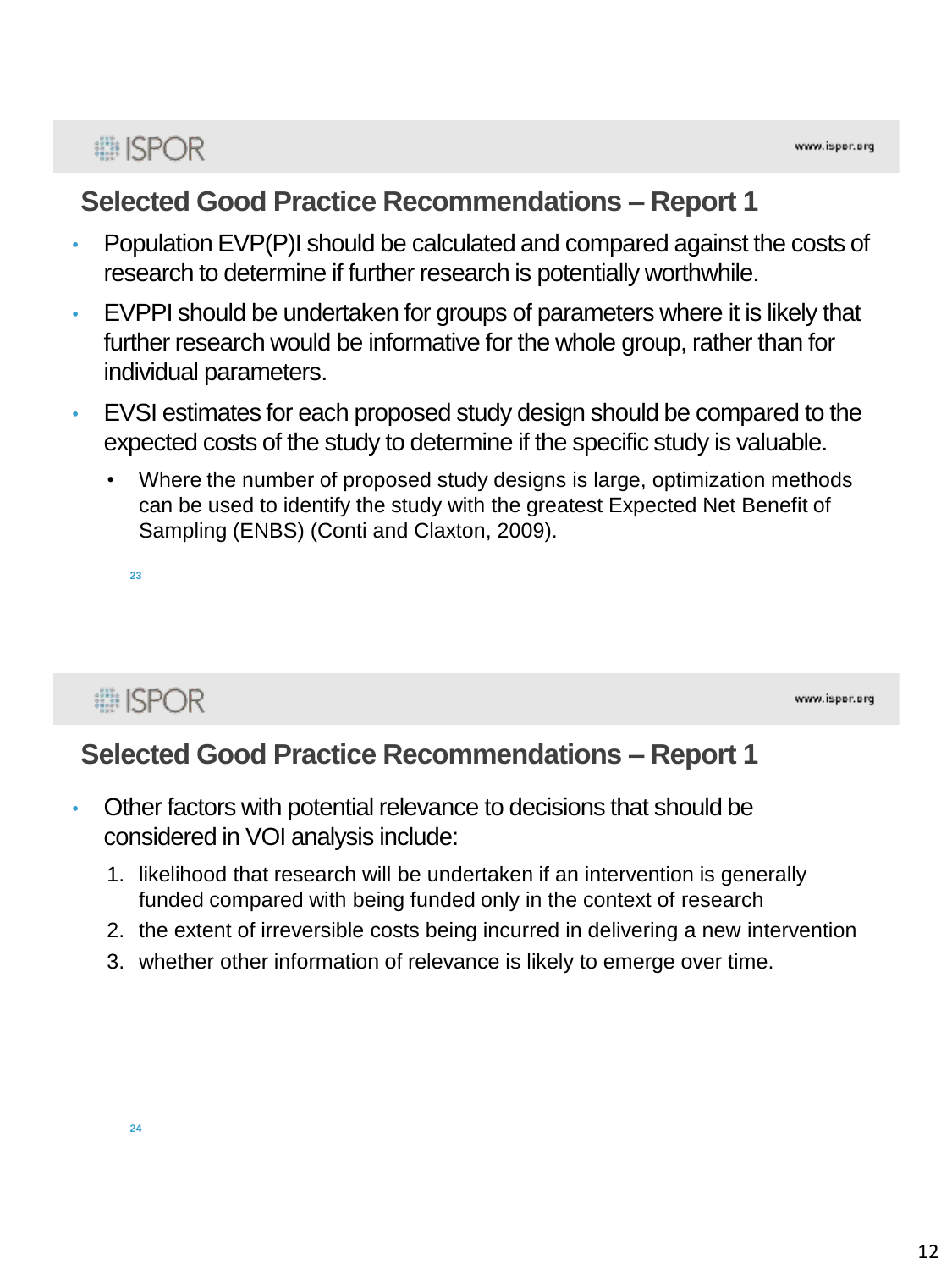## Selected Good Practice Recommendations – Report 1

- Population EVP(P)I should be calculated and compared against the costs of research to determine if further research is potentially worthwhile.
- EVPPI should be undertaken for groups of parameters where it is likely that further research would be informative for the whole group, rather than for individual parameters.
- EVSI estimates for each proposed study design should be compared to the expected costs of the study to determine if the specific study is valuable.
  - Where the number of proposed study designs is large, optimization methods can be used to identify the study with the greatest Expected Net Benefit of Sampling (ENBS) (Conti and Claxton, 2009).

## Selected Good Practice Recommendations – Report 1

- Other factors with potential relevance to decisions that should be considered in VOI analysis include:
  1. likelihood that research will be undertaken if an intervention is generally funded compared with being funded only in the context of research
  2. the extent of irreversible costs being incurred in delivering a new intervention
  3. whether other information of relevance is likely to emerge over time.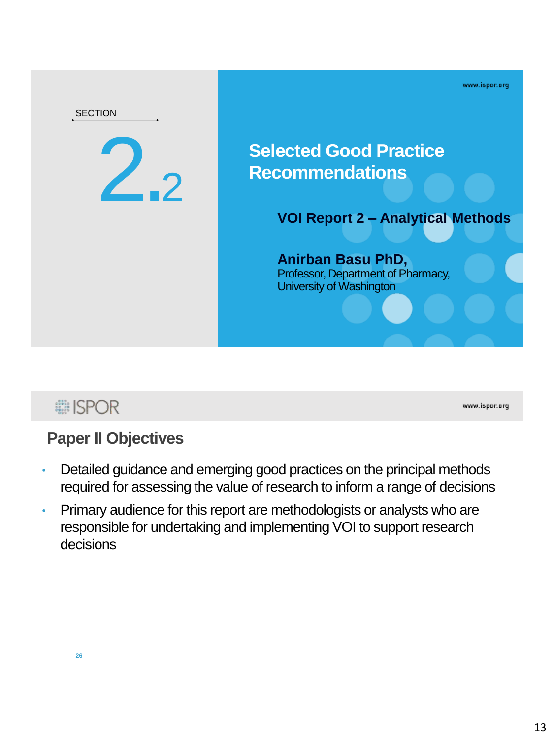SECTION

# 2.2

## Selected Good Practice Recommendations

### VOI Report 2 – Analytical Methods

**Anirban Basu PhD,**
Professor, Department of Pharmacy, University of Washington

---

## Paper II Objectives

- Detailed guidance and emerging good practices on the principal methods required for assessing the value of research to inform a range of decisions
- Primary audience for this report are methodologists or analysts who are responsible for undertaking and implementing VOI to support research decisions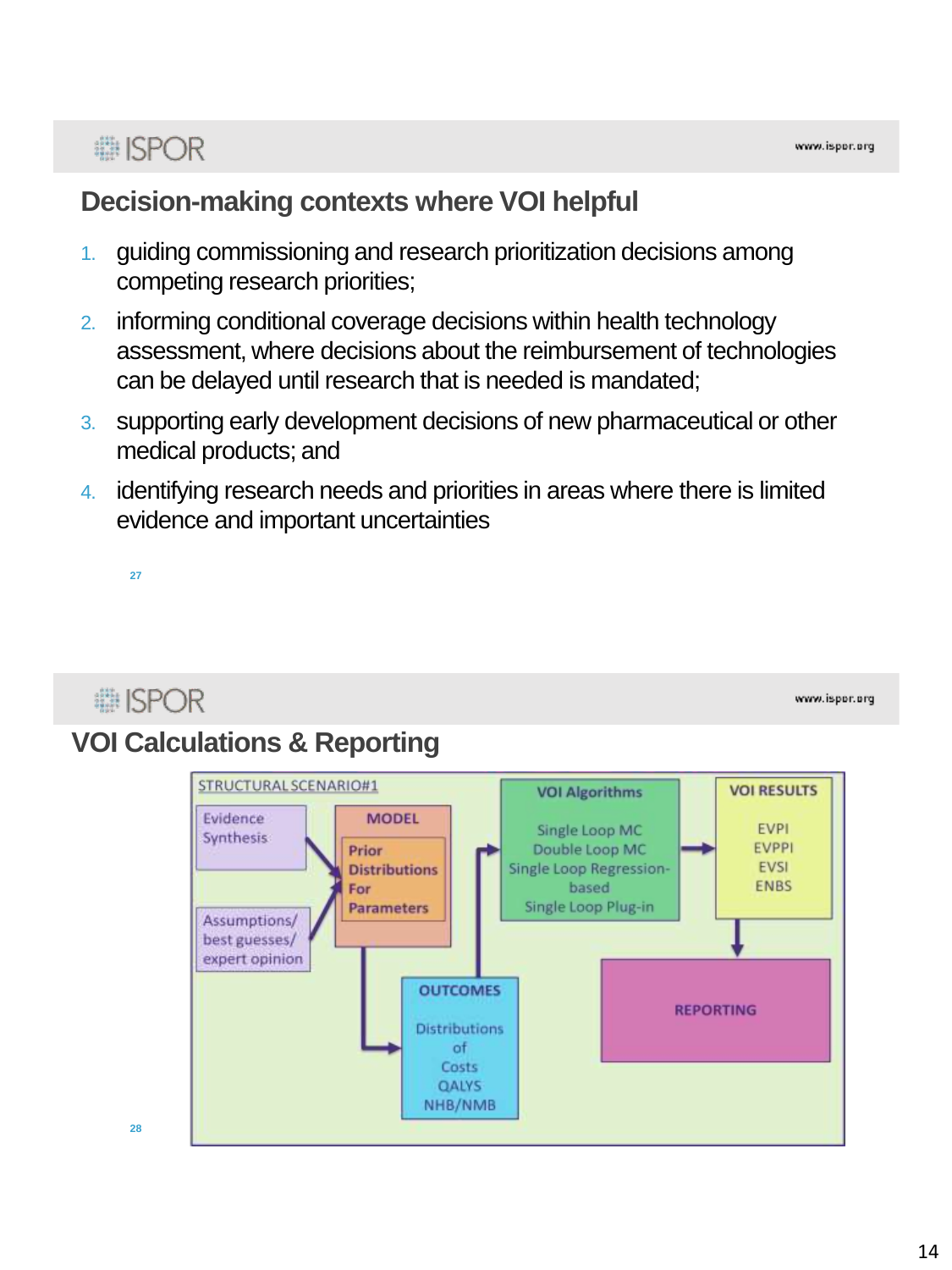## Decision-making contexts where VOI helpful

1. guiding commissioning and research prioritization decisions among competing research priorities;
2. informing conditional coverage decisions within health technology assessment, where decisions about the reimbursement of technologies can be delayed until research that is needed is mandated;
3. supporting early development decisions of new pharmaceutical or other medical products; and
4. identifying research needs and priorities in areas where there is limited evidence and important uncertainties

## VOI Calculations & Reporting

STRUCTURAL SCENARIO#1

- Evidence Synthesis
- Assumptions/ best guesses/ expert opinion

**MODEL**

Prior Distributions For Parameters

**OUTCOMES**

Distributions of Costs QALYS NHB/NMB

**VOI Algorithms**

Single Loop MC
Double Loop MC
Single Loop Regression-based
Single Loop Plug-in

**VOI RESULTS**

EVPI
EVPPI
EVSI
ENBS

**REPORTING**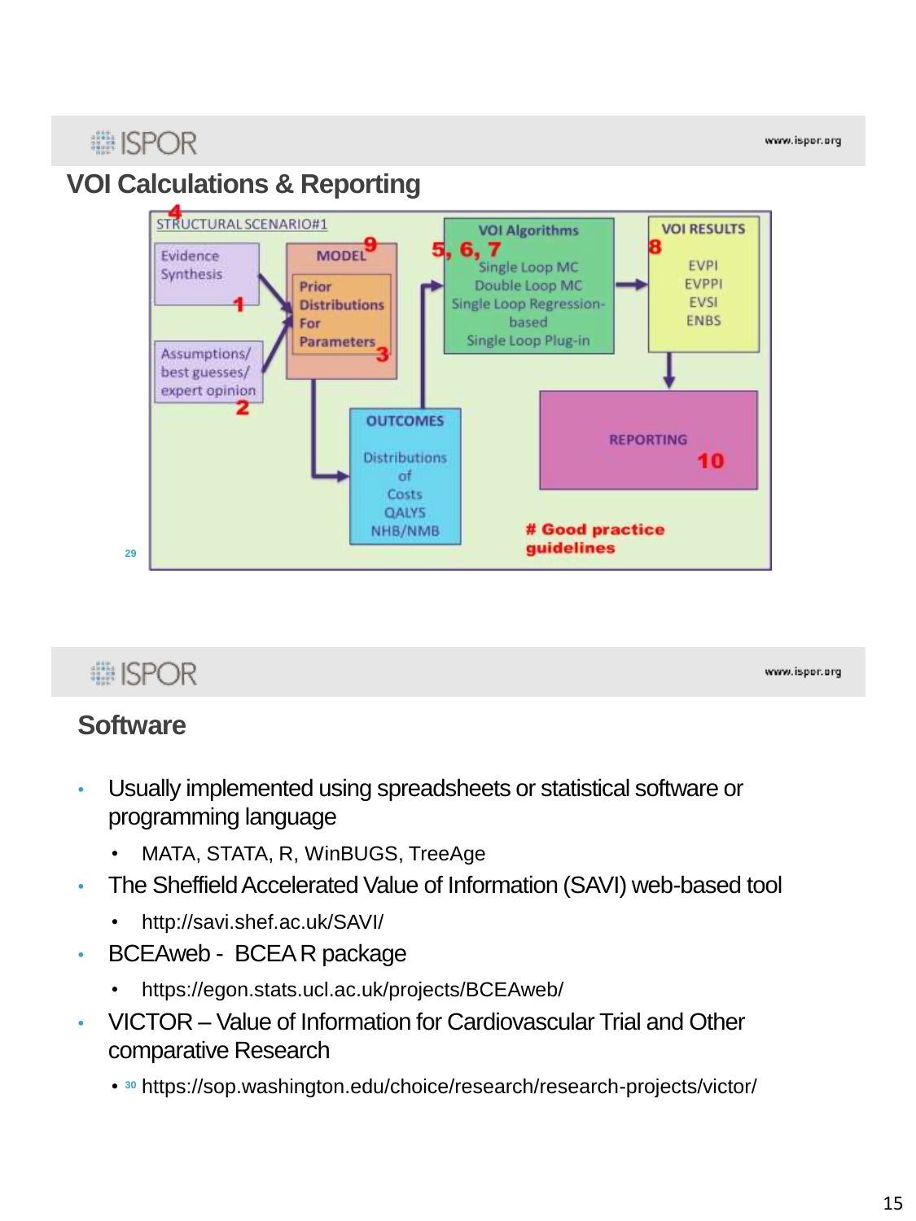## VOI Calculations & Reporting

STRUCTURAL SCENARIO#1 4

Evidence Synthesis 1

Assumptions/ best guesses/ expert opinion 2

MODEL 9

Prior Distributions For Parameters 3

OUTCOMES

Distributions of Costs QALYS NHB/NMB

5, 6, 7 VOI Algorithms

Single Loop MC
Double Loop MC
Single Loop Regression-based
Single Loop Plug-in

VOI RESULTS 8

EVPI
EVPPI
EVSI
ENBS

REPORTING 10

**# Good practice guidelines**

## Software

- Usually implemented using spreadsheets or statistical software or programming language
  - MATA, STATA, R, WinBUGS, TreeAge
- The Sheffield Accelerated Value of Information (SAVI) web-based tool
  - http://savi.shef.ac.uk/SAVI/
- BCEAweb - BCEA R package
  - https://egon.stats.ucl.ac.uk/projects/BCEAweb/
- VICTOR – Value of Information for Cardiovascular Trial and Other comparative Research
  - https://sop.washington.edu/choice/research/research-projects/victor/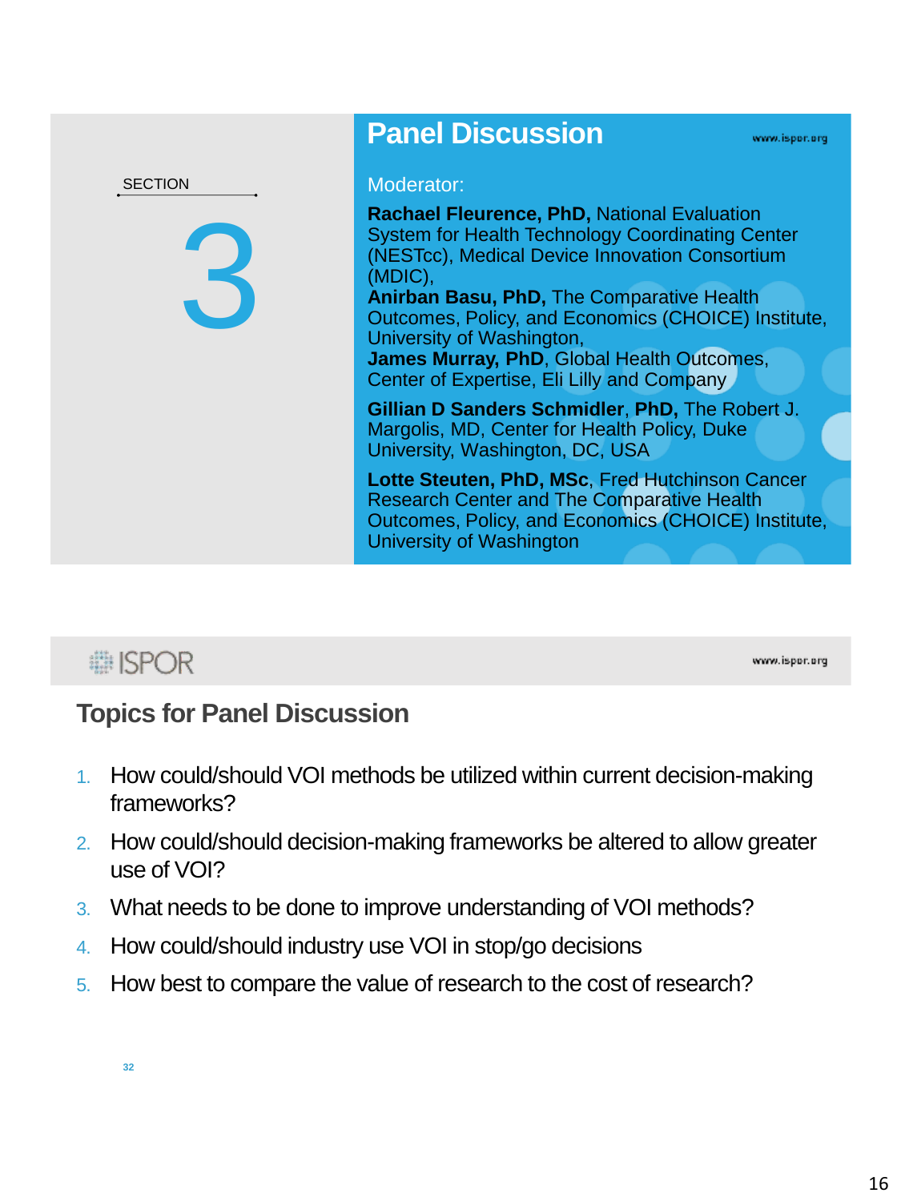SECTION

3

# Panel Discussion

Moderator:

**Rachael Fleurence, PhD,** National Evaluation System for Health Technology Coordinating Center (NESTcc), Medical Device Innovation Consortium (MDIC),
**Anirban Basu, PhD,** The Comparative Health Outcomes, Policy, and Economics (CHOICE) Institute, University of Washington,
**James Murray, PhD**, Global Health Outcomes, Center of Expertise, Eli Lilly and Company

**Gillian D Sanders Schmidler**, **PhD,** The Robert J. Margolis, MD, Center for Health Policy, Duke University, Washington, DC, USA

**Lotte Steuten, PhD, MSc**, Fred Hutchinson Cancer Research Center and The Comparative Health Outcomes, Policy, and Economics (CHOICE) Institute, University of Washington

## Topics for Panel Discussion

1. How could/should VOI methods be utilized within current decision-making frameworks?
2. How could/should decision-making frameworks be altered to allow greater use of VOI?
3. What needs to be done to improve understanding of VOI methods?
4. How could/should industry use VOI in stop/go decisions
5. How best to compare the value of research to the cost of research?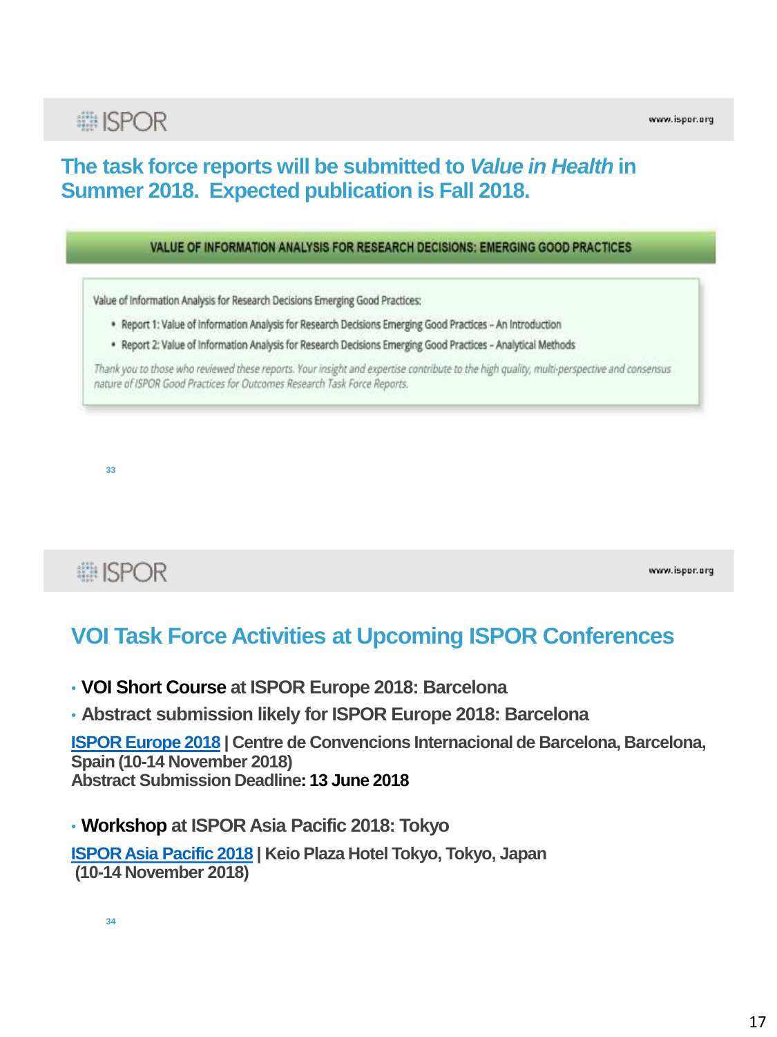## The task force reports will be submitted to *Value in Health* in Summer 2018. Expected publication is Fall 2018.

**VALUE OF INFORMATION ANALYSIS FOR RESEARCH DECISIONS: EMERGING GOOD PRACTICES**

Value of Information Analysis for Research Decisions Emerging Good Practices:

- Report 1: Value of Information Analysis for Research Decisions Emerging Good Practices – An Introduction
- Report 2: Value of Information Analysis for Research Decisions Emerging Good Practices – Analytical Methods

*Thank you to those who reviewed these reports. Your insight and expertise contribute to the high quality, multi-perspective and consensus nature of ISPOR Good Practices for Outcomes Research Task Force Reports.*

## VOI Task Force Activities at Upcoming ISPOR Conferences

- **VOI Short Course** at ISPOR Europe 2018: Barcelona
- Abstract submission likely for ISPOR Europe 2018: Barcelona

ISPOR Europe 2018 | Centre de Convencions Internacional de Barcelona, Barcelona, Spain (10-14 November 2018)
Abstract Submission Deadline: **13 June 2018**

- **Workshop** at ISPOR Asia Pacific 2018: Tokyo

ISPOR Asia Pacific 2018 | Keio Plaza Hotel Tokyo, Tokyo, Japan (10-14 November 2018)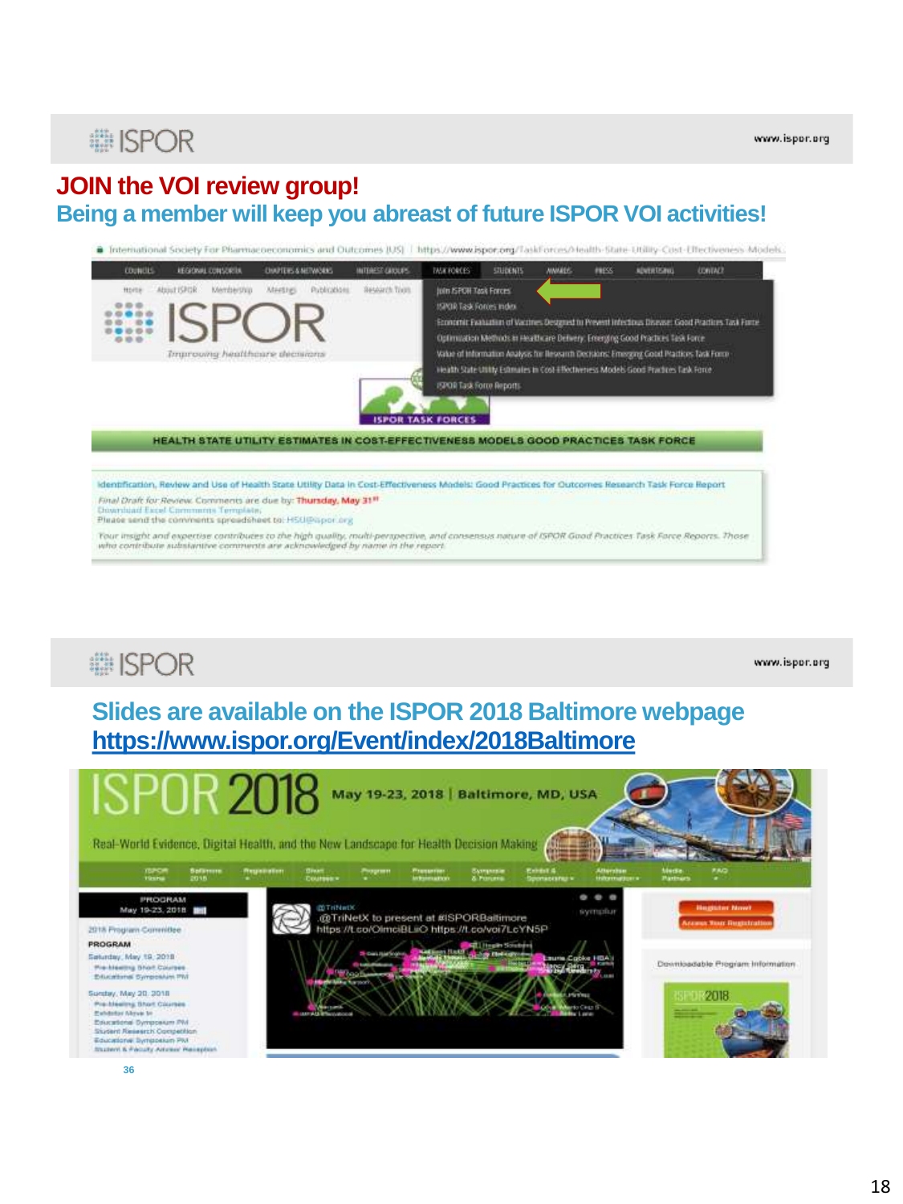## JOIN the VOI review group!

### Being a member will keep you abreast of future ISPOR VOI activities!

## Slides are available on the ISPOR 2018 Baltimore webpage

### https://www.ispor.org/Event/index/2018Baltimore